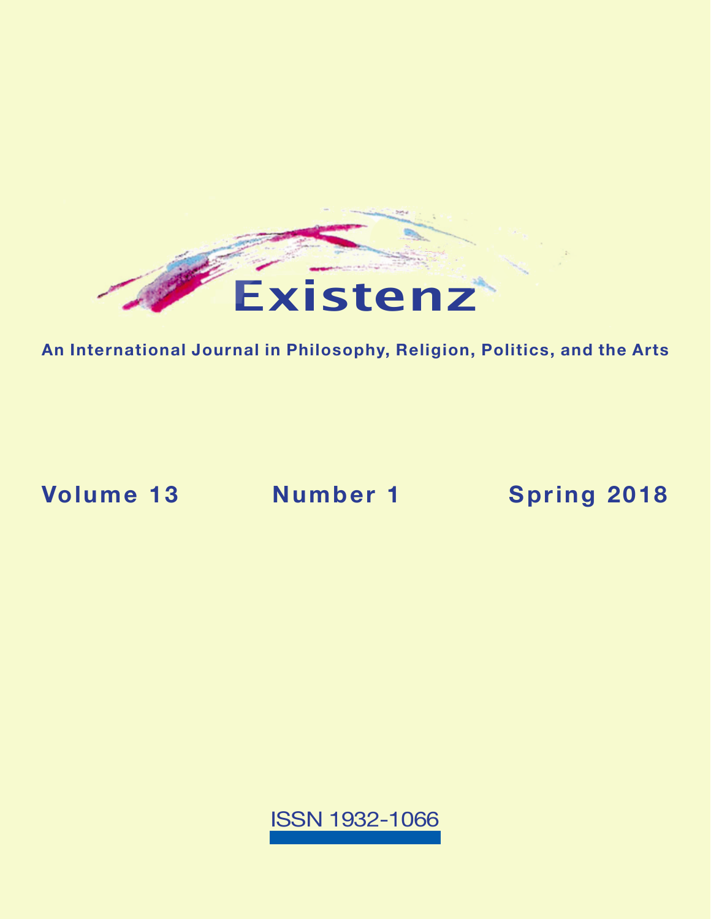# Existenz

**An International Journal in Philosophy, Religion, Politics, and the Arts**

**Volume 13 Number 1 Spring 2018**

ISSN 1932-1066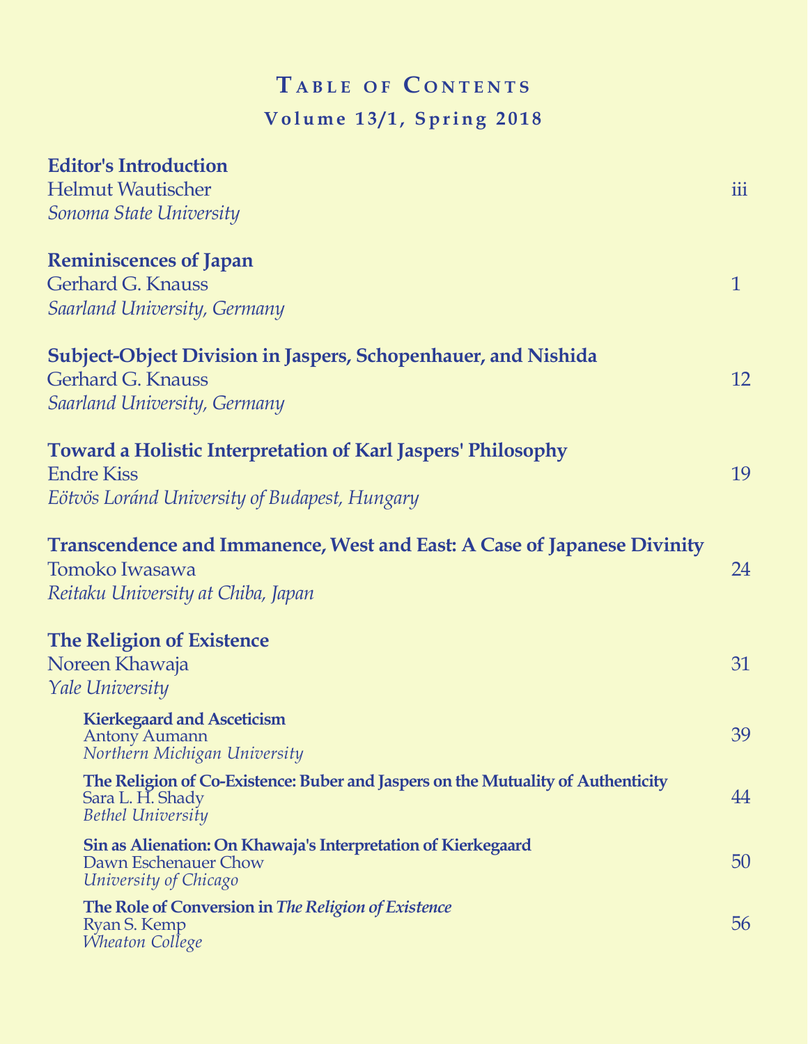# Table of Contents

## Volume 13/1, Spring 2018

**Editor's Introduction**
Helmut Wautischer
*Sonoma State University*
iii

**Reminiscences of Japan**
Gerhard G. Knauss
*Saarland University, Germany*
1

**Subject-Object Division in Jaspers, Schopenhauer, and Nishida**
Gerhard G. Knauss
*Saarland University, Germany*
12

**Toward a Holistic Interpretation of Karl Jaspers' Philosophy**
Endre Kiss
*Eötvös Loránd University of Budapest, Hungary*
19

**Transcendence and Immanence, West and East: A Case of Japanese Divinity**
Tomoko Iwasawa
*Reitaku University at Chiba, Japan*
24

**The Religion of Existence**
Noreen Khawaja
*Yale University*
31

- **Kierkegaard and Asceticism**
  Antony Aumann
  *Northern Michigan University*
  39

- **The Religion of Co-Existence: Buber and Jaspers on the Mutuality of Authenticity**
  Sara L. H. Shady
  *Bethel University*
  44

- **Sin as Alienation: On Khawaja's Interpretation of Kierkegaard**
  Dawn Eschenauer Chow
  *University of Chicago*
  50

- **The Role of Conversion in *The Religion of Existence***
  Ryan S. Kemp
  *Wheaton College*
  56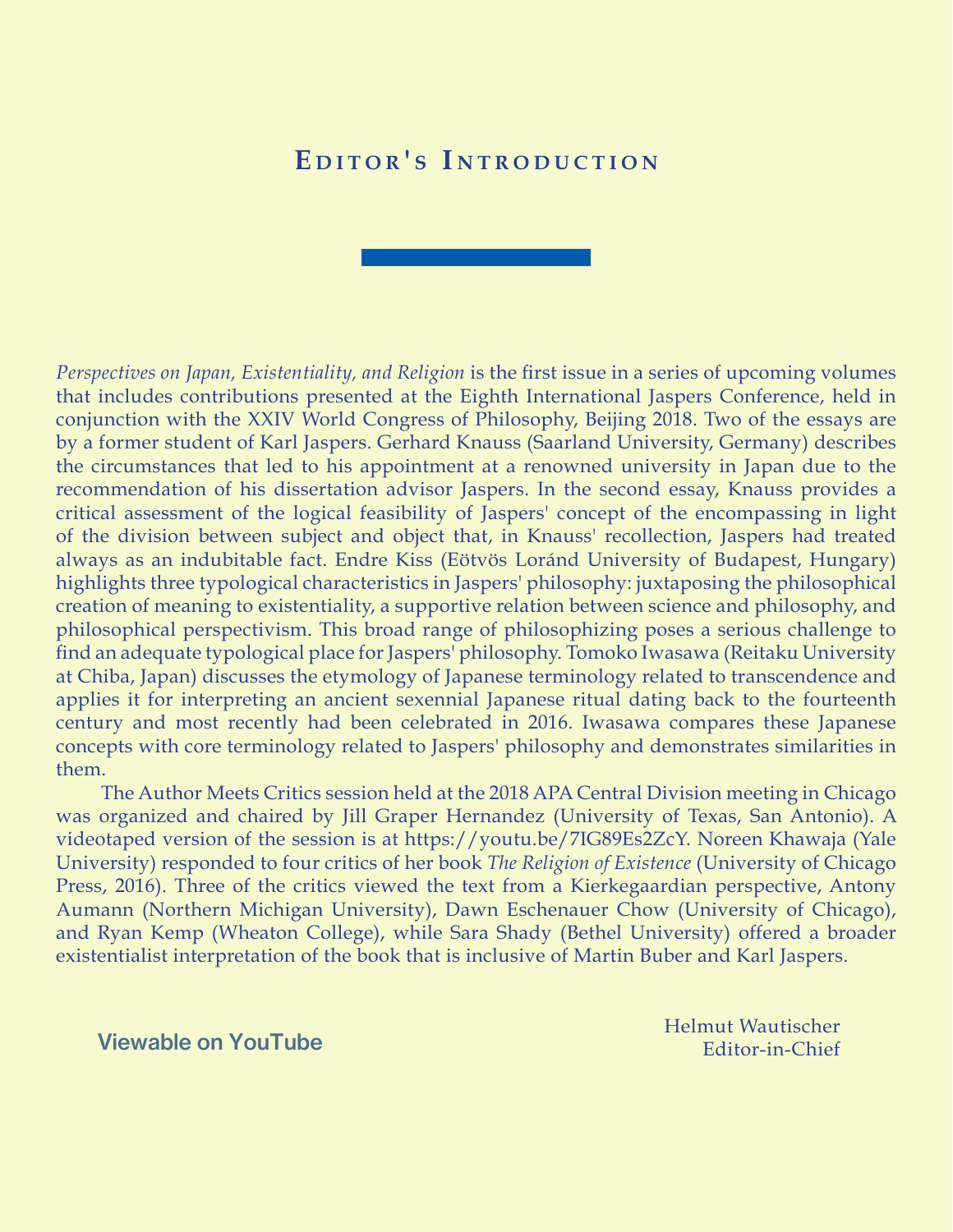# Editor's Introduction

*Perspectives on Japan, Existentiality, and Religion* is the first issue in a series of upcoming volumes that includes contributions presented at the Eighth International Jaspers Conference, held in conjunction with the XXIV World Congress of Philosophy, Beijing 2018. Two of the essays are by a former student of Karl Jaspers. Gerhard Knauss (Saarland University, Germany) describes the circumstances that led to his appointment at a renowned university in Japan due to the recommendation of his dissertation advisor Jaspers. In the second essay, Knauss provides a critical assessment of the logical feasibility of Jaspers' concept of the encompassing in light of the division between subject and object that, in Knauss' recollection, Jaspers had treated always as an indubitable fact. Endre Kiss (Eötvös Loránd University of Budapest, Hungary) highlights three typological characteristics in Jaspers' philosophy: juxtaposing the philosophical creation of meaning to existentiality, a supportive relation between science and philosophy, and philosophical perspectivism. This broad range of philosophizing poses a serious challenge to find an adequate typological place for Jaspers' philosophy. Tomoko Iwasawa (Reitaku University at Chiba, Japan) discusses the etymology of Japanese terminology related to transcendence and applies it for interpreting an ancient sexennial Japanese ritual dating back to the fourteenth century and most recently had been celebrated in 2016. Iwasawa compares these Japanese concepts with core terminology related to Jaspers' philosophy and demonstrates similarities in them.

The Author Meets Critics session held at the 2018 APA Central Division meeting in Chicago was organized and chaired by Jill Graper Hernandez (University of Texas, San Antonio). A videotaped version of the session is at https://youtu.be/7IG89Es2ZcY. Noreen Khawaja (Yale University) responded to four critics of her book *The Religion of Existence* (University of Chicago Press, 2016). Three of the critics viewed the text from a Kierkegaardian perspective, Antony Aumann (Northern Michigan University), Dawn Eschenauer Chow (University of Chicago), and Ryan Kemp (Wheaton College), while Sara Shady (Bethel University) offered a broader existentialist interpretation of the book that is inclusive of Martin Buber and Karl Jaspers.

**Viewable on YouTube**

Helmut Wautischer
Editor-in-Chief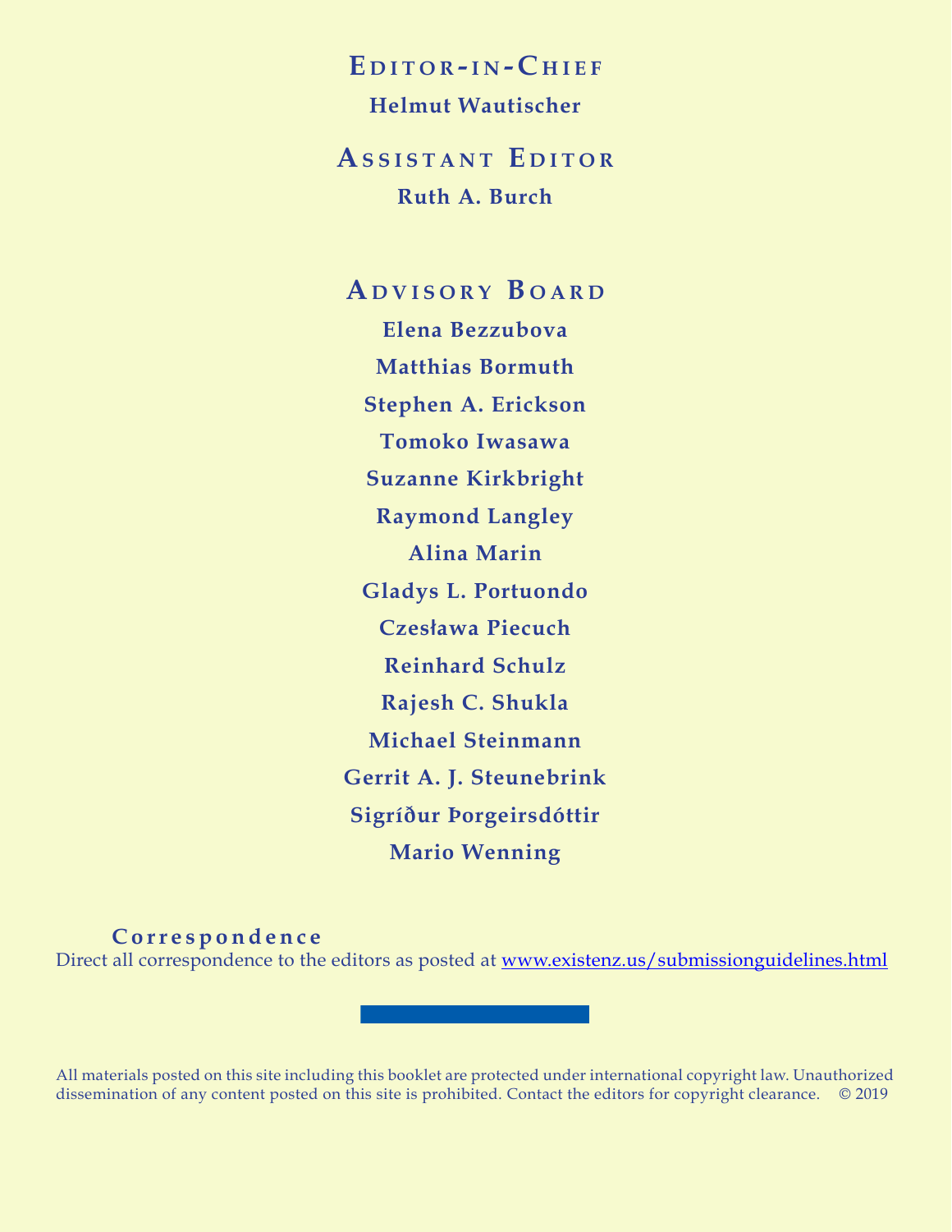## Editor-in-Chief

**Helmut Wautischer**

## Assistant Editor

**Ruth A. Burch**

## Advisory Board

**Elena Bezzubova**

**Matthias Bormuth**

**Stephen A. Erickson**

**Tomoko Iwasawa**

**Suzanne Kirkbright**

**Raymond Langley**

**Alina Marin**

**Gladys L. Portuondo**

**Czesława Piecuch**

**Reinhard Schulz**

**Rajesh C. Shukla**

**Michael Steinmann**

**Gerrit A. J. Steunebrink**

**Sigríður Þorgeirsdóttir**

**Mario Wenning**

### Correspondence

Direct all correspondence to the editors as posted at [www.existenz.us/submissionguidelines.html](www.existenz.us/submissionguidelines.html)

All materials posted on this site including this booklet are protected under international copyright law. Unauthorized dissemination of any content posted on this site is prohibited. Contact the editors for copyright clearance. © 2019